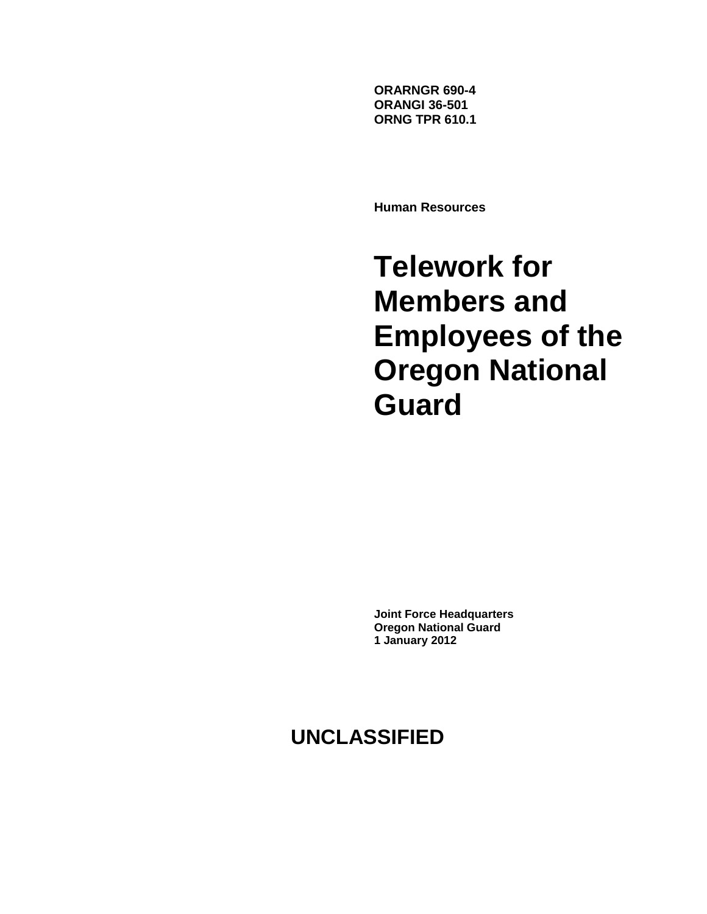**ORARNGR 690-4**
**ORANGI 36-501**
**ORNG TPR 610.1**

**Human Resources**

# Telework for Members and Employees of the Oregon National Guard

**Joint Force Headquarters**
**Oregon National Guard**
**1 January 2012**

**UNCLASSIFIED**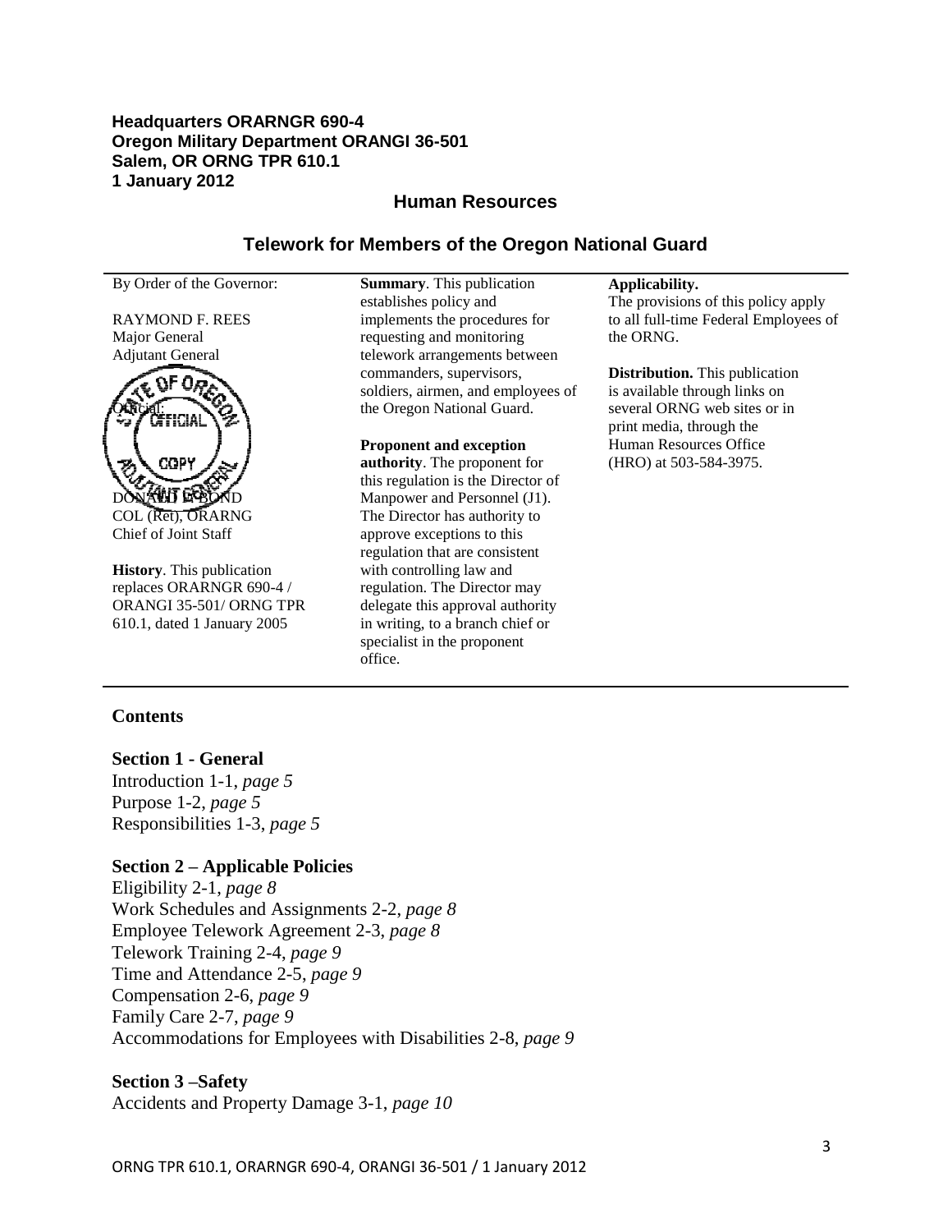**Headquarters ORARNGR 690-4**
**Oregon Military Department ORANGI 36-501**
**Salem, OR ORNG TPR 610.1**
**1 January 2012**

## Human Resources

## Telework for Members of the Oregon National Guard

By Order of the Governor:

RAYMOND F. REES
Major General
Adjutant General

Official:

DONALD B. BOND
COL (Ret), ORARNG
Chief of Joint Staff

**History**. This publication replaces ORARNGR 690-4 / ORANGI 35-501/ ORNG TPR 610.1, dated 1 January 2005

**Summary**. This publication establishes policy and implements the procedures for requesting and monitoring telework arrangements between commanders, supervisors, soldiers, airmen, and employees of the Oregon National Guard.

**Proponent and exception authority**. The proponent for this regulation is the Director of Manpower and Personnel (J1). The Director has authority to approve exceptions to this regulation that are consistent with controlling law and regulation. The Director may delegate this approval authority in writing, to a branch chief or specialist in the proponent office.

**Applicability.**
The provisions of this policy apply to all full-time Federal Employees of the ORNG.

**Distribution.** This publication is available through links on several ORNG web sites or in print media, through the Human Resources Office (HRO) at 503-584-3975.

### Contents

**Section 1 - General**
Introduction 1-1, *page 5*
Purpose 1-2, *page 5*
Responsibilities 1-3, *page 5*

**Section 2 – Applicable Policies**
Eligibility 2-1, *page 8*
Work Schedules and Assignments 2-2, *page 8*
Employee Telework Agreement 2-3, *page 8*
Telework Training 2-4, *page 9*
Time and Attendance 2-5, *page 9*
Compensation 2-6, *page 9*
Family Care 2-7, *page 9*
Accommodations for Employees with Disabilities 2-8, *page 9*

**Section 3 –Safety**
Accidents and Property Damage 3-1, *page 10*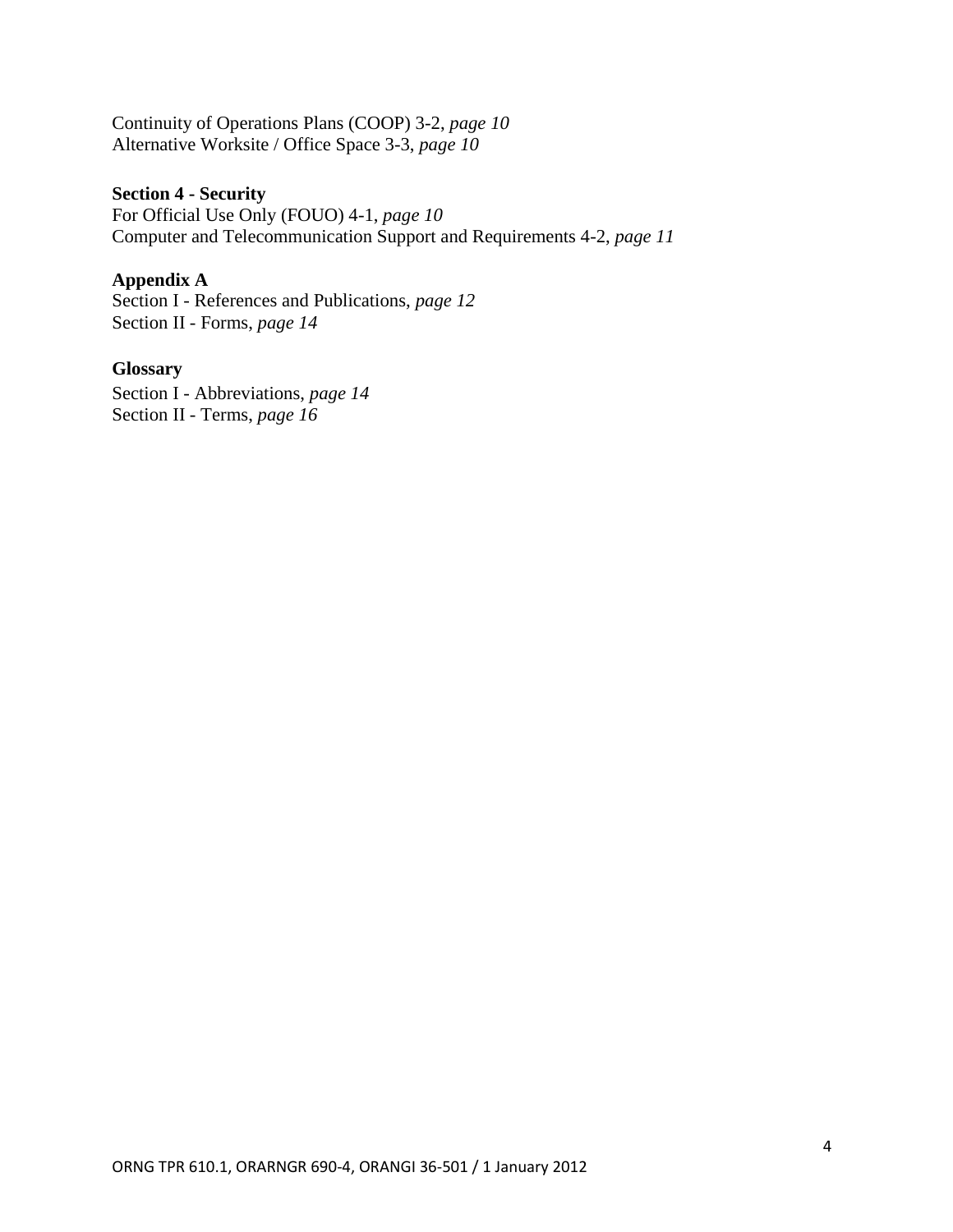Continuity of Operations Plans (COOP) 3-2, *page 10*
Alternative Worksite / Office Space 3-3, *page 10*

**Section 4 - Security**
For Official Use Only (FOUO) 4-1, *page 10*
Computer and Telecommunication Support and Requirements 4-2, *page 11*

**Appendix A**
Section I - References and Publications, *page 12*
Section II - Forms, *page 14*

**Glossary**
Section I - Abbreviations, *page 14*
Section II - Terms, *page 16*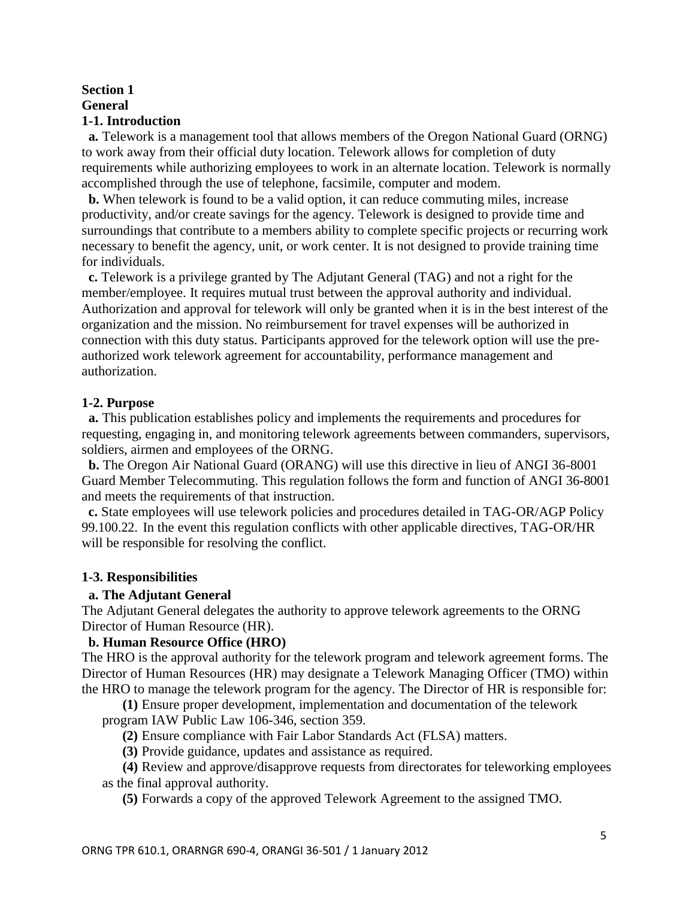# Section 1
# General

## 1-1. Introduction

**a.** Telework is a management tool that allows members of the Oregon National Guard (ORNG) to work away from their official duty location. Telework allows for completion of duty requirements while authorizing employees to work in an alternate location. Telework is normally accomplished through the use of telephone, facsimile, computer and modem.

**b.** When telework is found to be a valid option, it can reduce commuting miles, increase productivity, and/or create savings for the agency. Telework is designed to provide time and surroundings that contribute to a members ability to complete specific projects or recurring work necessary to benefit the agency, unit, or work center. It is not designed to provide training time for individuals.

**c.** Telework is a privilege granted by The Adjutant General (TAG) and not a right for the member/employee. It requires mutual trust between the approval authority and individual. Authorization and approval for telework will only be granted when it is in the best interest of the organization and the mission. No reimbursement for travel expenses will be authorized in connection with this duty status. Participants approved for the telework option will use the pre-authorized work telework agreement for accountability, performance management and authorization.

## 1-2. Purpose

**a.** This publication establishes policy and implements the requirements and procedures for requesting, engaging in, and monitoring telework agreements between commanders, supervisors, soldiers, airmen and employees of the ORNG.

**b.** The Oregon Air National Guard (ORANG) will use this directive in lieu of ANGI 36-8001 Guard Member Telecommuting. This regulation follows the form and function of ANGI 36-8001 and meets the requirements of that instruction.

**c.** State employees will use telework policies and procedures detailed in TAG-OR/AGP Policy 99.100.22. In the event this regulation conflicts with other applicable directives, TAG-OR/HR will be responsible for resolving the conflict.

## 1-3. Responsibilities

**a. The Adjutant General**

The Adjutant General delegates the authority to approve telework agreements to the ORNG Director of Human Resource (HR).

**b. Human Resource Office (HRO)**

The HRO is the approval authority for the telework program and telework agreement forms. The Director of Human Resources (HR) may designate a Telework Managing Officer (TMO) within the HRO to manage the telework program for the agency. The Director of HR is responsible for:

**(1)** Ensure proper development, implementation and documentation of the telework program IAW Public Law 106-346, section 359.

**(2)** Ensure compliance with Fair Labor Standards Act (FLSA) matters.

**(3)** Provide guidance, updates and assistance as required.

**(4)** Review and approve/disapprove requests from directorates for teleworking employees as the final approval authority.

**(5)** Forwards a copy of the approved Telework Agreement to the assigned TMO.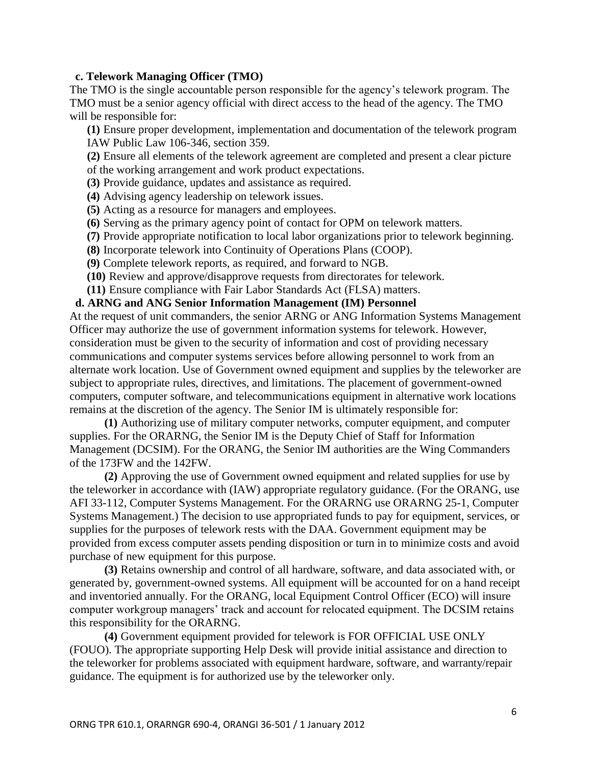**c. Telework Managing Officer (TMO)**

The TMO is the single accountable person responsible for the agency's telework program. The TMO must be a senior agency official with direct access to the head of the agency. The TMO will be responsible for:

**(1)** Ensure proper development, implementation and documentation of the telework program IAW Public Law 106-346, section 359.

**(2)** Ensure all elements of the telework agreement are completed and present a clear picture of the working arrangement and work product expectations.

**(3)** Provide guidance, updates and assistance as required.

**(4)** Advising agency leadership on telework issues.

**(5)** Acting as a resource for managers and employees.

**(6)** Serving as the primary agency point of contact for OPM on telework matters.

**(7)** Provide appropriate notification to local labor organizations prior to telework beginning.

**(8)** Incorporate telework into Continuity of Operations Plans (COOP).

**(9)** Complete telework reports, as required, and forward to NGB.

**(10)** Review and approve/disapprove requests from directorates for telework.

**(11)** Ensure compliance with Fair Labor Standards Act (FLSA) matters.

**d. ARNG and ANG Senior Information Management (IM) Personnel**

At the request of unit commanders, the senior ARNG or ANG Information Systems Management Officer may authorize the use of government information systems for telework. However, consideration must be given to the security of information and cost of providing necessary communications and computer systems services before allowing personnel to work from an alternate work location. Use of Government owned equipment and supplies by the teleworker are subject to appropriate rules, directives, and limitations. The placement of government-owned computers, computer software, and telecommunications equipment in alternative work locations remains at the discretion of the agency. The Senior IM is ultimately responsible for:

**(1)** Authorizing use of military computer networks, computer equipment, and computer supplies. For the ORARNG, the Senior IM is the Deputy Chief of Staff for Information Management (DCSIM). For the ORANG, the Senior IM authorities are the Wing Commanders of the 173FW and the 142FW.

**(2)** Approving the use of Government owned equipment and related supplies for use by the teleworker in accordance with (IAW) appropriate regulatory guidance. (For the ORANG, use AFI 33-112, Computer Systems Management. For the ORARNG use ORARNG 25-1, Computer Systems Management.) The decision to use appropriated funds to pay for equipment, services, or supplies for the purposes of telework rests with the DAA. Government equipment may be provided from excess computer assets pending disposition or turn in to minimize costs and avoid purchase of new equipment for this purpose.

**(3)** Retains ownership and control of all hardware, software, and data associated with, or generated by, government-owned systems. All equipment will be accounted for on a hand receipt and inventoried annually. For the ORANG, local Equipment Control Officer (ECO) will insure computer workgroup managers' track and account for relocated equipment. The DCSIM retains this responsibility for the ORARNG.

**(4)** Government equipment provided for telework is FOR OFFICIAL USE ONLY (FOUO). The appropriate supporting Help Desk will provide initial assistance and direction to the teleworker for problems associated with equipment hardware, software, and warranty/repair guidance. The equipment is for authorized use by the teleworker only.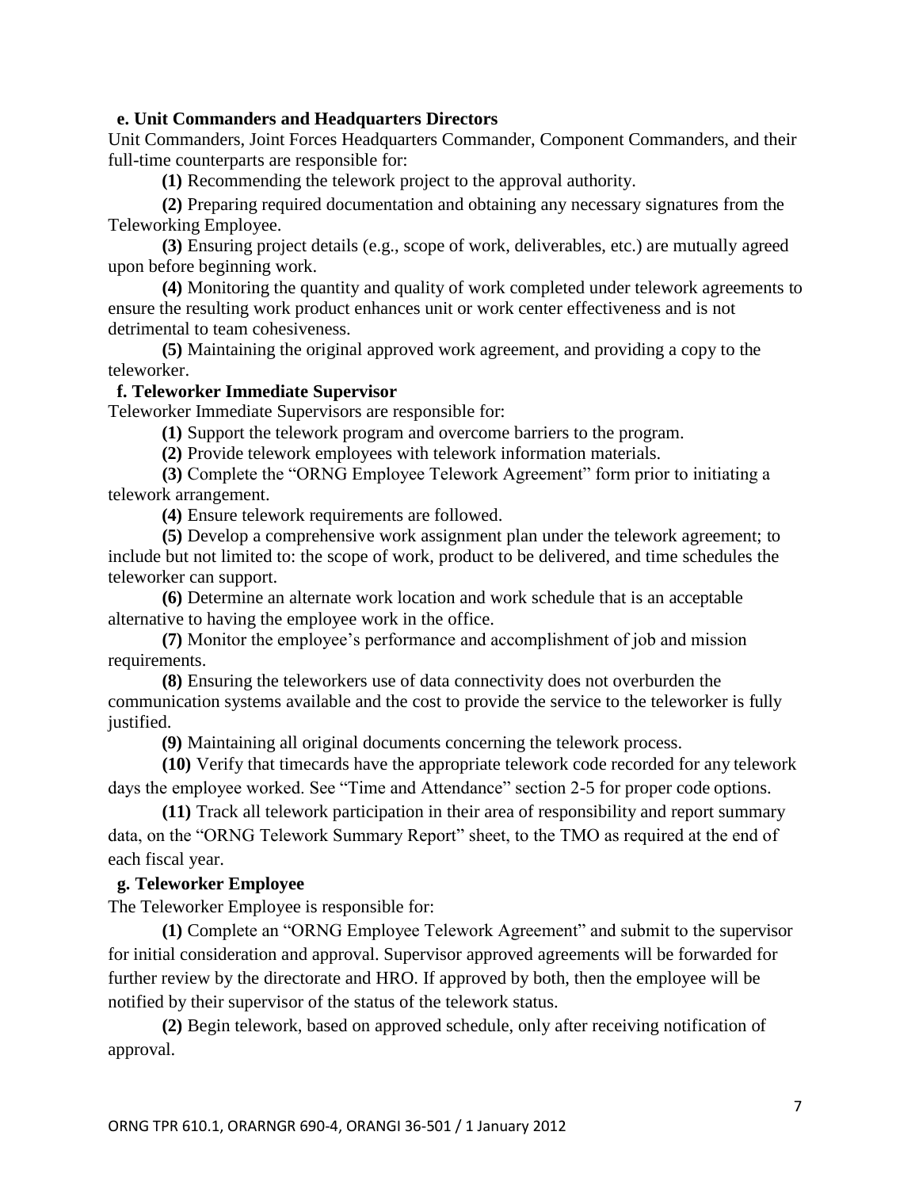**e. Unit Commanders and Headquarters Directors**

Unit Commanders, Joint Forces Headquarters Commander, Component Commanders, and their full-time counterparts are responsible for:

**(1)** Recommending the telework project to the approval authority.

**(2)** Preparing required documentation and obtaining any necessary signatures from the Teleworking Employee.

**(3)** Ensuring project details (e.g., scope of work, deliverables, etc.) are mutually agreed upon before beginning work.

**(4)** Monitoring the quantity and quality of work completed under telework agreements to ensure the resulting work product enhances unit or work center effectiveness and is not detrimental to team cohesiveness.

**(5)** Maintaining the original approved work agreement, and providing a copy to the teleworker.

**f. Teleworker Immediate Supervisor**

Teleworker Immediate Supervisors are responsible for:

**(1)** Support the telework program and overcome barriers to the program.

**(2)** Provide telework employees with telework information materials.

**(3)** Complete the "ORNG Employee Telework Agreement" form prior to initiating a telework arrangement.

**(4)** Ensure telework requirements are followed.

**(5)** Develop a comprehensive work assignment plan under the telework agreement; to include but not limited to: the scope of work, product to be delivered, and time schedules the teleworker can support.

**(6)** Determine an alternate work location and work schedule that is an acceptable alternative to having the employee work in the office.

**(7)** Monitor the employee's performance and accomplishment of job and mission requirements.

**(8)** Ensuring the teleworkers use of data connectivity does not overburden the communication systems available and the cost to provide the service to the teleworker is fully justified.

**(9)** Maintaining all original documents concerning the telework process.

**(10)** Verify that timecards have the appropriate telework code recorded for any telework days the employee worked. See "Time and Attendance" section 2-5 for proper code options.

**(11)** Track all telework participation in their area of responsibility and report summary data, on the "ORNG Telework Summary Report" sheet, to the TMO as required at the end of each fiscal year.

**g. Teleworker Employee**

The Teleworker Employee is responsible for:

**(1)** Complete an "ORNG Employee Telework Agreement" and submit to the supervisor for initial consideration and approval. Supervisor approved agreements will be forwarded for further review by the directorate and HRO. If approved by both, then the employee will be notified by their supervisor of the status of the telework status.

**(2)** Begin telework, based on approved schedule, only after receiving notification of approval.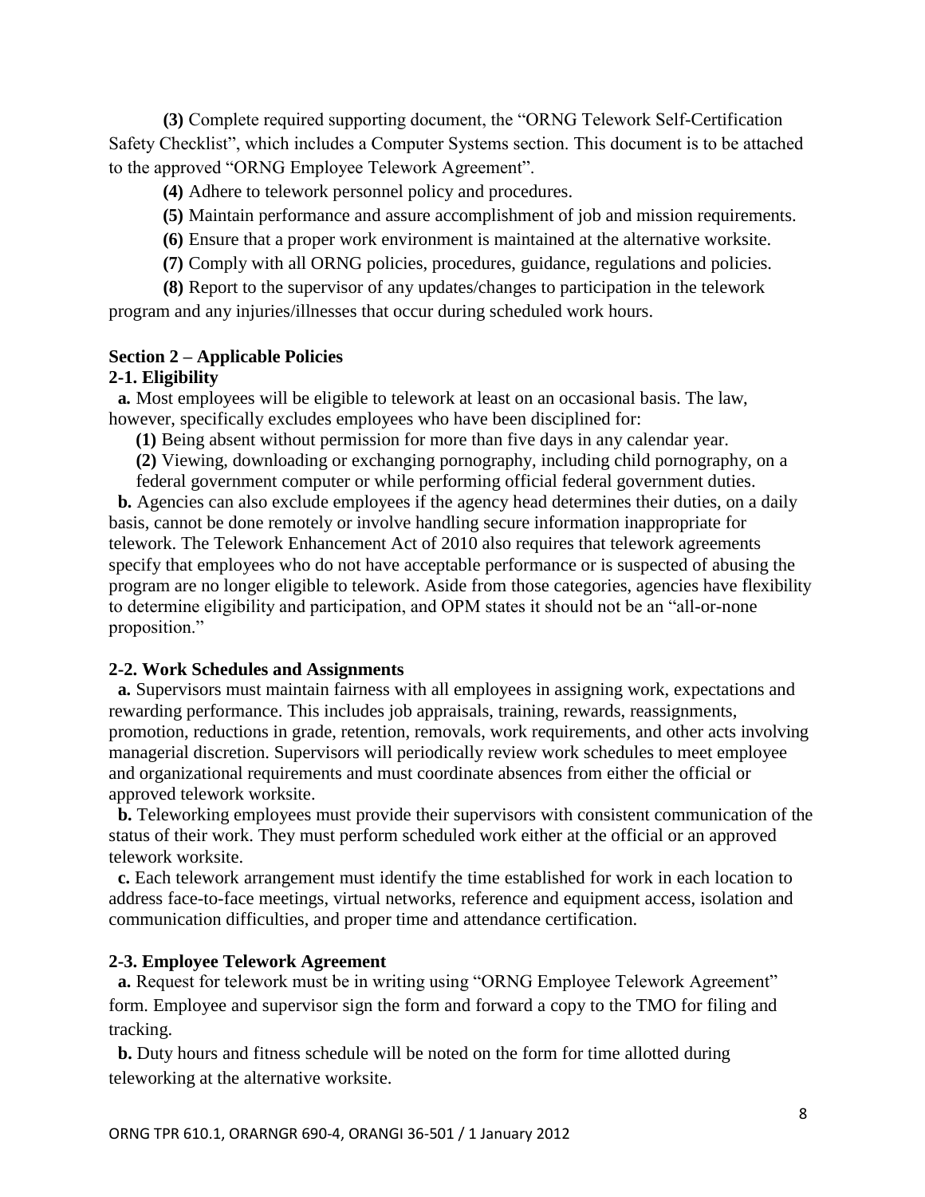**(3)** Complete required supporting document, the "ORNG Telework Self-Certification Safety Checklist", which includes a Computer Systems section. This document is to be attached to the approved "ORNG Employee Telework Agreement".

**(4)** Adhere to telework personnel policy and procedures.

**(5)** Maintain performance and assure accomplishment of job and mission requirements.

**(6)** Ensure that a proper work environment is maintained at the alternative worksite.

**(7)** Comply with all ORNG policies, procedures, guidance, regulations and policies.

**(8)** Report to the supervisor of any updates/changes to participation in the telework program and any injuries/illnesses that occur during scheduled work hours.

## Section 2 – Applicable Policies

### 2-1. Eligibility

**a.** Most employees will be eligible to telework at least on an occasional basis. The law, however, specifically excludes employees who have been disciplined for:

**(1)** Being absent without permission for more than five days in any calendar year.

**(2)** Viewing, downloading or exchanging pornography, including child pornography, on a federal government computer or while performing official federal government duties.

**b.** Agencies can also exclude employees if the agency head determines their duties, on a daily basis, cannot be done remotely or involve handling secure information inappropriate for telework. The Telework Enhancement Act of 2010 also requires that telework agreements specify that employees who do not have acceptable performance or is suspected of abusing the program are no longer eligible to telework. Aside from those categories, agencies have flexibility to determine eligibility and participation, and OPM states it should not be an "all-or-none proposition."

### 2-2. Work Schedules and Assignments

**a.** Supervisors must maintain fairness with all employees in assigning work, expectations and rewarding performance. This includes job appraisals, training, rewards, reassignments, promotion, reductions in grade, retention, removals, work requirements, and other acts involving managerial discretion. Supervisors will periodically review work schedules to meet employee and organizational requirements and must coordinate absences from either the official or approved telework worksite.

**b.** Teleworking employees must provide their supervisors with consistent communication of the status of their work. They must perform scheduled work either at the official or an approved telework worksite.

**c.** Each telework arrangement must identify the time established for work in each location to address face-to-face meetings, virtual networks, reference and equipment access, isolation and communication difficulties, and proper time and attendance certification.

### 2-3. Employee Telework Agreement

**a.** Request for telework must be in writing using "ORNG Employee Telework Agreement" form. Employee and supervisor sign the form and forward a copy to the TMO for filing and tracking.

**b.** Duty hours and fitness schedule will be noted on the form for time allotted during teleworking at the alternative worksite.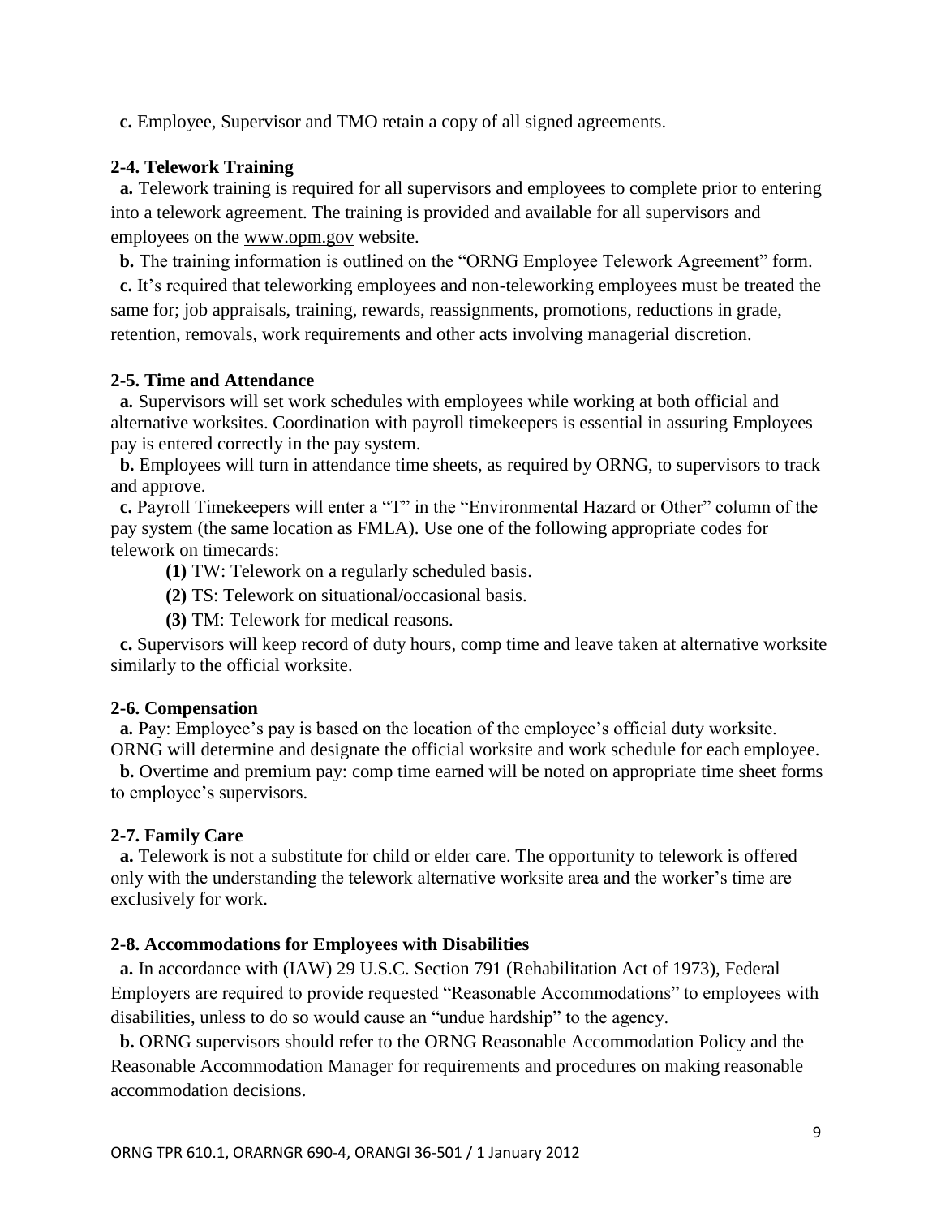**c.** Employee, Supervisor and TMO retain a copy of all signed agreements.

### 2-4. Telework Training

**a.** Telework training is required for all supervisors and employees to complete prior to entering into a telework agreement. The training is provided and available for all supervisors and employees on the www.opm.gov website.

**b.** The training information is outlined on the "ORNG Employee Telework Agreement" form.

**c.** It's required that teleworking employees and non-teleworking employees must be treated the same for; job appraisals, training, rewards, reassignments, promotions, reductions in grade, retention, removals, work requirements and other acts involving managerial discretion.

### 2-5. Time and Attendance

**a.** Supervisors will set work schedules with employees while working at both official and alternative worksites. Coordination with payroll timekeepers is essential in assuring Employees pay is entered correctly in the pay system.

**b.** Employees will turn in attendance time sheets, as required by ORNG, to supervisors to track and approve.

**c.** Payroll Timekeepers will enter a "T" in the "Environmental Hazard or Other" column of the pay system (the same location as FMLA). Use one of the following appropriate codes for telework on timecards:

**(1)** TW: Telework on a regularly scheduled basis.

**(2)** TS: Telework on situational/occasional basis.

**(3)** TM: Telework for medical reasons.

**c.** Supervisors will keep record of duty hours, comp time and leave taken at alternative worksite similarly to the official worksite.

### 2-6. Compensation

**a.** Pay: Employee's pay is based on the location of the employee's official duty worksite. ORNG will determine and designate the official worksite and work schedule for each employee.

**b.** Overtime and premium pay: comp time earned will be noted on appropriate time sheet forms to employee's supervisors.

### 2-7. Family Care

**a.** Telework is not a substitute for child or elder care. The opportunity to telework is offered only with the understanding the telework alternative worksite area and the worker's time are exclusively for work.

### 2-8. Accommodations for Employees with Disabilities

**a.** In accordance with (IAW) 29 U.S.C. Section 791 (Rehabilitation Act of 1973), Federal Employers are required to provide requested "Reasonable Accommodations" to employees with disabilities, unless to do so would cause an "undue hardship" to the agency.

**b.** ORNG supervisors should refer to the ORNG Reasonable Accommodation Policy and the Reasonable Accommodation Manager for requirements and procedures on making reasonable accommodation decisions.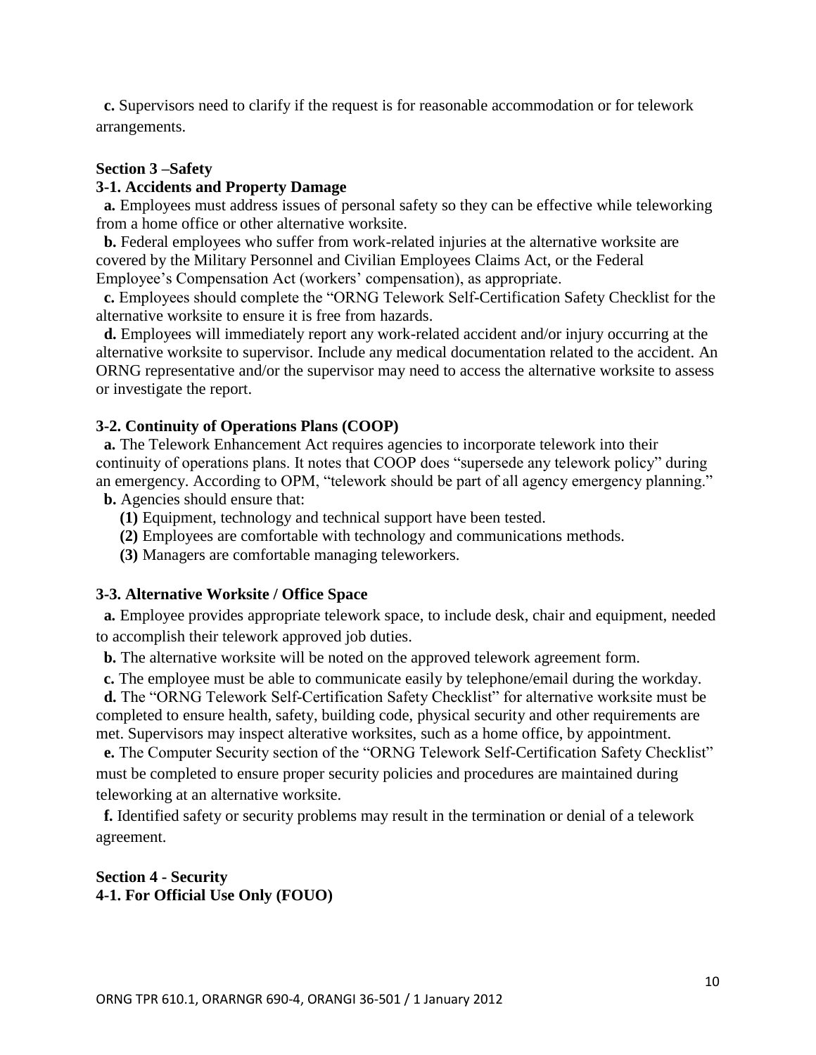**c.** Supervisors need to clarify if the request is for reasonable accommodation or for telework arrangements.

## Section 3 –Safety

### 3-1. Accidents and Property Damage

**a.** Employees must address issues of personal safety so they can be effective while teleworking from a home office or other alternative worksite.

**b.** Federal employees who suffer from work-related injuries at the alternative worksite are covered by the Military Personnel and Civilian Employees Claims Act, or the Federal Employee's Compensation Act (workers' compensation), as appropriate.

**c.** Employees should complete the "ORNG Telework Self-Certification Safety Checklist for the alternative worksite to ensure it is free from hazards.

**d.** Employees will immediately report any work-related accident and/or injury occurring at the alternative worksite to supervisor. Include any medical documentation related to the accident. An ORNG representative and/or the supervisor may need to access the alternative worksite to assess or investigate the report.

### 3-2. Continuity of Operations Plans (COOP)

**a.** The Telework Enhancement Act requires agencies to incorporate telework into their continuity of operations plans. It notes that COOP does "supersede any telework policy" during an emergency. According to OPM, "telework should be part of all agency emergency planning."

**b.** Agencies should ensure that:

**(1)** Equipment, technology and technical support have been tested.

**(2)** Employees are comfortable with technology and communications methods.

**(3)** Managers are comfortable managing teleworkers.

### 3-3. Alternative Worksite / Office Space

**a.** Employee provides appropriate telework space, to include desk, chair and equipment, needed to accomplish their telework approved job duties.

**b.** The alternative worksite will be noted on the approved telework agreement form.

**c.** The employee must be able to communicate easily by telephone/email during the workday.

**d.** The "ORNG Telework Self-Certification Safety Checklist" for alternative worksite must be completed to ensure health, safety, building code, physical security and other requirements are met. Supervisors may inspect alterative worksites, such as a home office, by appointment.

**e.** The Computer Security section of the "ORNG Telework Self-Certification Safety Checklist" must be completed to ensure proper security policies and procedures are maintained during teleworking at an alternative worksite.

**f.** Identified safety or security problems may result in the termination or denial of a telework agreement.

## Section 4 - Security

### 4-1. For Official Use Only (FOUO)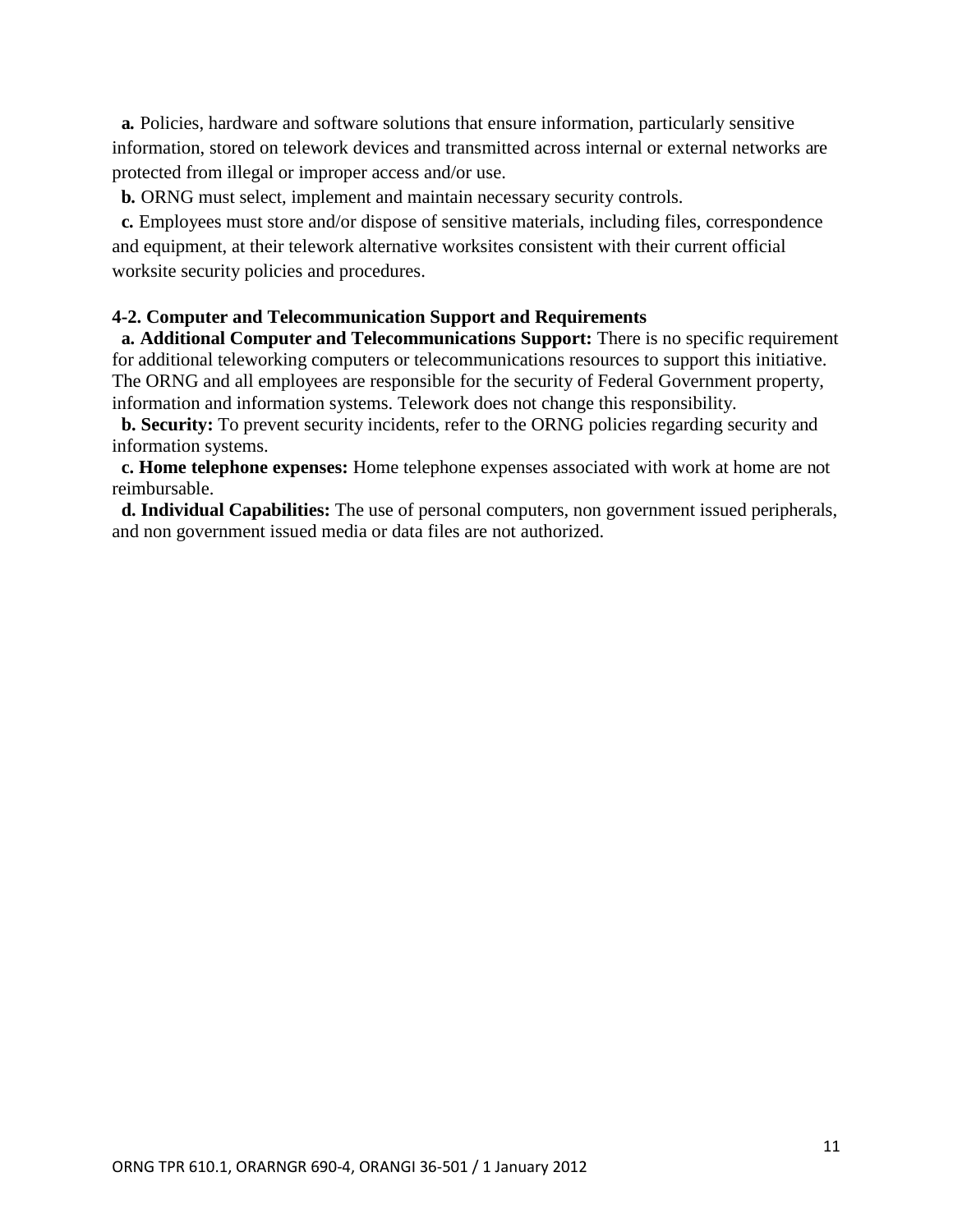**a.** Policies, hardware and software solutions that ensure information, particularly sensitive information, stored on telework devices and transmitted across internal or external networks are protected from illegal or improper access and/or use.

**b.** ORNG must select, implement and maintain necessary security controls.

**c.** Employees must store and/or dispose of sensitive materials, including files, correspondence and equipment, at their telework alternative worksites consistent with their current official worksite security policies and procedures.

**4-2. Computer and Telecommunication Support and Requirements**

**a. Additional Computer and Telecommunications Support:** There is no specific requirement for additional teleworking computers or telecommunications resources to support this initiative. The ORNG and all employees are responsible for the security of Federal Government property, information and information systems. Telework does not change this responsibility.

**b. Security:** To prevent security incidents, refer to the ORNG policies regarding security and information systems.

**c. Home telephone expenses:** Home telephone expenses associated with work at home are not reimbursable.

**d. Individual Capabilities:** The use of personal computers, non government issued peripherals, and non government issued media or data files are not authorized.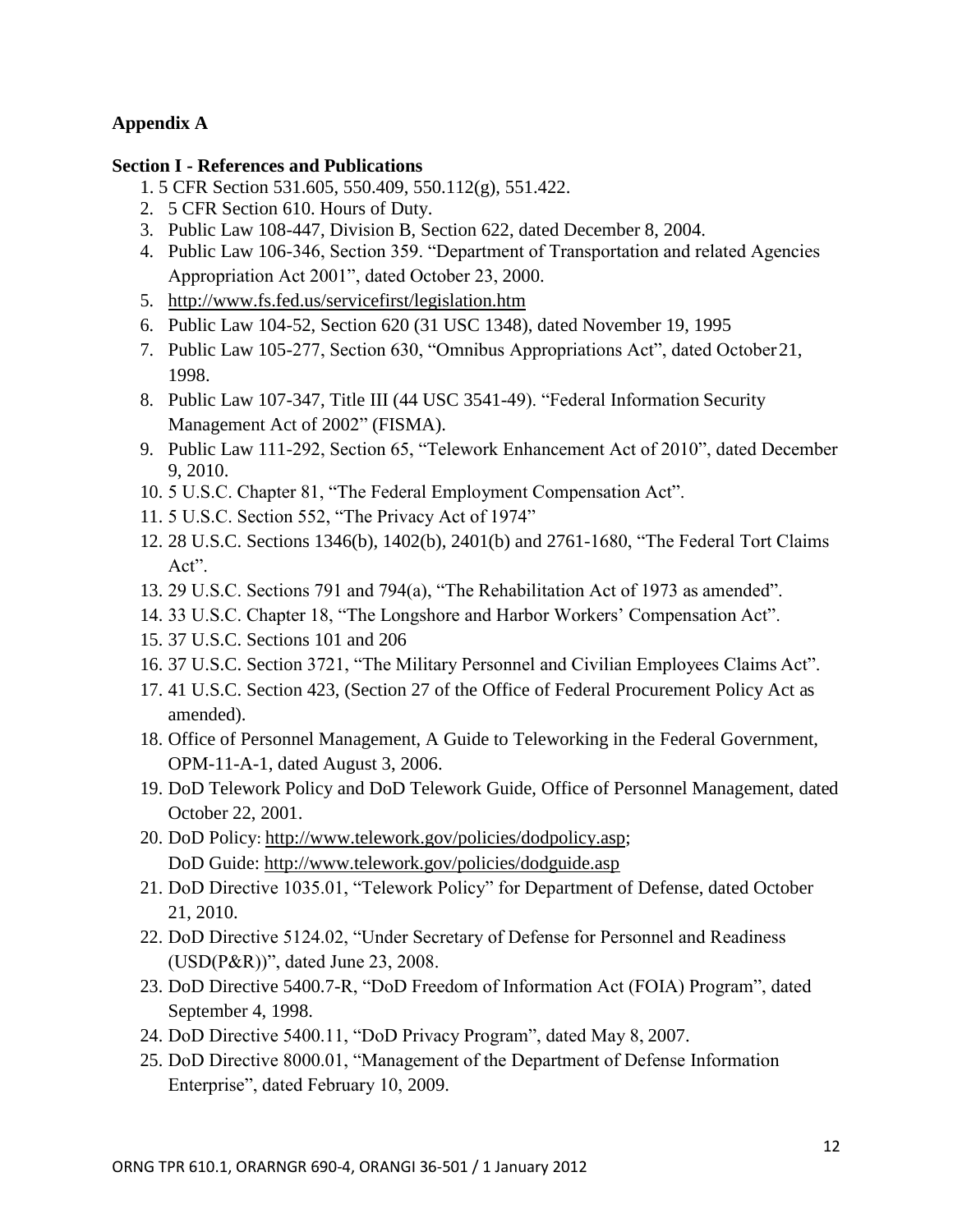## Appendix A

### Section I - References and Publications

1. 5 CFR Section 531.605, 550.409, 550.112(g), 551.422.
2. 5 CFR Section 610. Hours of Duty.
3. Public Law 108-447, Division B, Section 622, dated December 8, 2004.
4. Public Law 106-346, Section 359. "Department of Transportation and related Agencies Appropriation Act 2001", dated October 23, 2000.
5. http://www.fs.fed.us/servicefirst/legislation.htm
6. Public Law 104-52, Section 620 (31 USC 1348), dated November 19, 1995
7. Public Law 105-277, Section 630, "Omnibus Appropriations Act", dated October 21, 1998.
8. Public Law 107-347, Title III (44 USC 3541-49). "Federal Information Security Management Act of 2002" (FISMA).
9. Public Law 111-292, Section 65, "Telework Enhancement Act of 2010", dated December 9, 2010.
10. 5 U.S.C. Chapter 81, "The Federal Employment Compensation Act".
11. 5 U.S.C. Section 552, "The Privacy Act of 1974"
12. 28 U.S.C. Sections 1346(b), 1402(b), 2401(b) and 2761-1680, "The Federal Tort Claims Act".
13. 29 U.S.C. Sections 791 and 794(a), "The Rehabilitation Act of 1973 as amended".
14. 33 U.S.C. Chapter 18, "The Longshore and Harbor Workers' Compensation Act".
15. 37 U.S.C. Sections 101 and 206
16. 37 U.S.C. Section 3721, "The Military Personnel and Civilian Employees Claims Act".
17. 41 U.S.C. Section 423, (Section 27 of the Office of Federal Procurement Policy Act as amended).
18. Office of Personnel Management, A Guide to Teleworking in the Federal Government, OPM-11-A-1, dated August 3, 2006.
19. DoD Telework Policy and DoD Telework Guide, Office of Personnel Management, dated October 22, 2001.
20. DoD Policy: http://www.telework.gov/policies/dodpolicy.asp;
    DoD Guide: http://www.telework.gov/policies/dodguide.asp
21. DoD Directive 1035.01, "Telework Policy" for Department of Defense, dated October 21, 2010.
22. DoD Directive 5124.02, "Under Secretary of Defense for Personnel and Readiness (USD(P&R))", dated June 23, 2008.
23. DoD Directive 5400.7-R, "DoD Freedom of Information Act (FOIA) Program", dated September 4, 1998.
24. DoD Directive 5400.11, "DoD Privacy Program", dated May 8, 2007.
25. DoD Directive 8000.01, "Management of the Department of Defense Information Enterprise", dated February 10, 2009.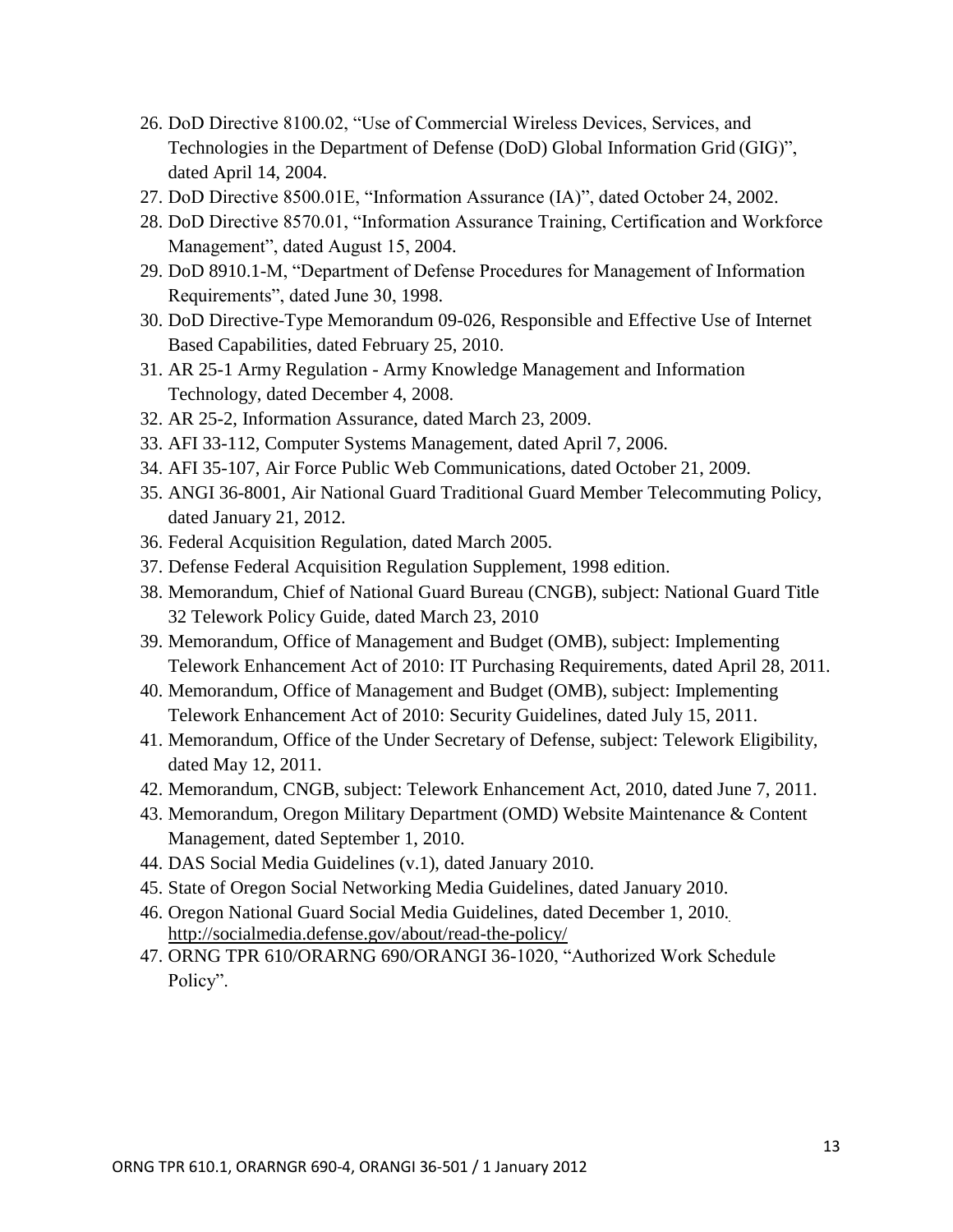26. DoD Directive 8100.02, "Use of Commercial Wireless Devices, Services, and Technologies in the Department of Defense (DoD) Global Information Grid (GIG)", dated April 14, 2004.
27. DoD Directive 8500.01E, "Information Assurance (IA)", dated October 24, 2002.
28. DoD Directive 8570.01, "Information Assurance Training, Certification and Workforce Management", dated August 15, 2004.
29. DoD 8910.1-M, "Department of Defense Procedures for Management of Information Requirements", dated June 30, 1998.
30. DoD Directive-Type Memorandum 09-026, Responsible and Effective Use of Internet Based Capabilities, dated February 25, 2010.
31. AR 25-1 Army Regulation - Army Knowledge Management and Information Technology, dated December 4, 2008.
32. AR 25-2, Information Assurance, dated March 23, 2009.
33. AFI 33-112, Computer Systems Management, dated April 7, 2006.
34. AFI 35-107, Air Force Public Web Communications, dated October 21, 2009.
35. ANGI 36-8001, Air National Guard Traditional Guard Member Telecommuting Policy, dated January 21, 2012.
36. Federal Acquisition Regulation, dated March 2005.
37. Defense Federal Acquisition Regulation Supplement, 1998 edition.
38. Memorandum, Chief of National Guard Bureau (CNGB), subject: National Guard Title 32 Telework Policy Guide, dated March 23, 2010
39. Memorandum, Office of Management and Budget (OMB), subject: Implementing Telework Enhancement Act of 2010: IT Purchasing Requirements, dated April 28, 2011.
40. Memorandum, Office of Management and Budget (OMB), subject: Implementing Telework Enhancement Act of 2010: Security Guidelines, dated July 15, 2011.
41. Memorandum, Office of the Under Secretary of Defense, subject: Telework Eligibility, dated May 12, 2011.
42. Memorandum, CNGB, subject: Telework Enhancement Act, 2010, dated June 7, 2011.
43. Memorandum, Oregon Military Department (OMD) Website Maintenance & Content Management, dated September 1, 2010.
44. DAS Social Media Guidelines (v.1), dated January 2010.
45. State of Oregon Social Networking Media Guidelines, dated January 2010.
46. Oregon National Guard Social Media Guidelines, dated December 1, 2010. http://socialmedia.defense.gov/about/read-the-policy/
47. ORNG TPR 610/ORARNG 690/ORANGI 36-1020, "Authorized Work Schedule Policy".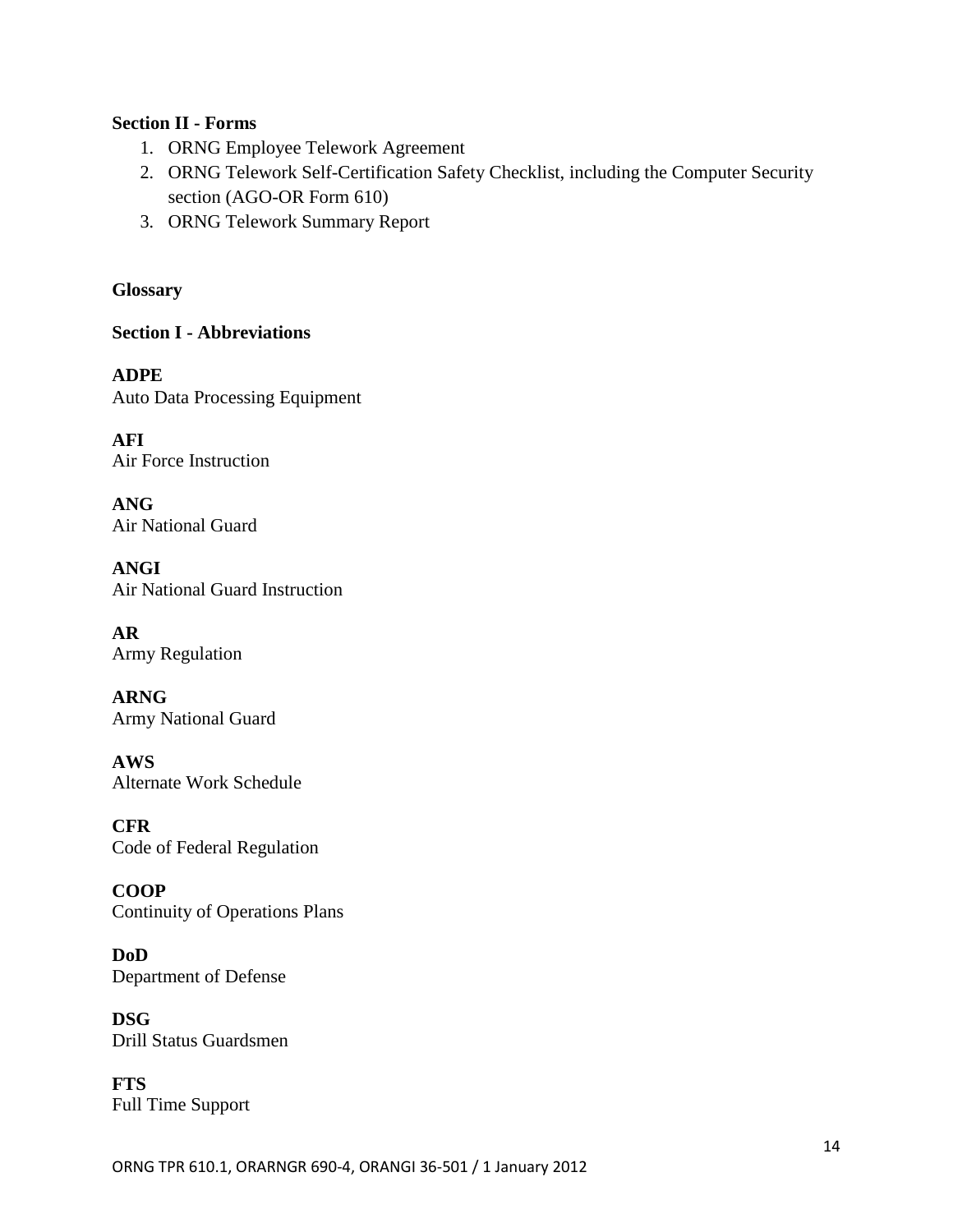**Section II - Forms**

1. ORNG Employee Telework Agreement
2. ORNG Telework Self-Certification Safety Checklist, including the Computer Security section (AGO-OR Form 610)
3. ORNG Telework Summary Report

**Glossary**

**Section I - Abbreviations**

**ADPE**
Auto Data Processing Equipment

**AFI**
Air Force Instruction

**ANG**
Air National Guard

**ANGI**
Air National Guard Instruction

**AR**
Army Regulation

**ARNG**
Army National Guard

**AWS**
Alternate Work Schedule

**CFR**
Code of Federal Regulation

**COOP**
Continuity of Operations Plans

**DoD**
Department of Defense

**DSG**
Drill Status Guardsmen

**FTS**
Full Time Support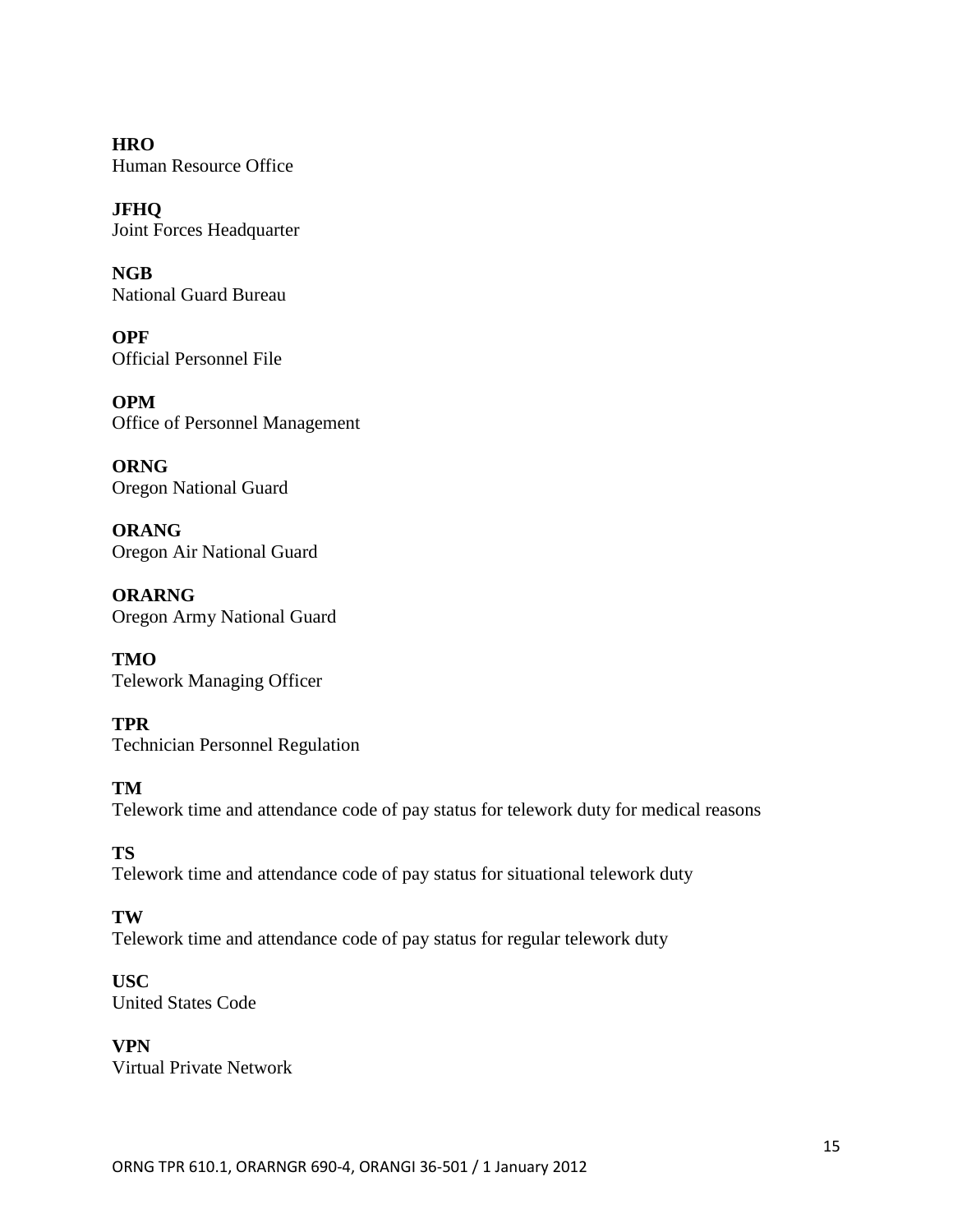**HRO**
Human Resource Office

**JFHQ**
Joint Forces Headquarter

**NGB**
National Guard Bureau

**OPF**
Official Personnel File

**OPM**
Office of Personnel Management

**ORNG**
Oregon National Guard

**ORANG**
Oregon Air National Guard

**ORARNG**
Oregon Army National Guard

**TMO**
Telework Managing Officer

**TPR**
Technician Personnel Regulation

**TM**
Telework time and attendance code of pay status for telework duty for medical reasons

**TS**
Telework time and attendance code of pay status for situational telework duty

**TW**
Telework time and attendance code of pay status for regular telework duty

**USC**
United States Code

**VPN**
Virtual Private Network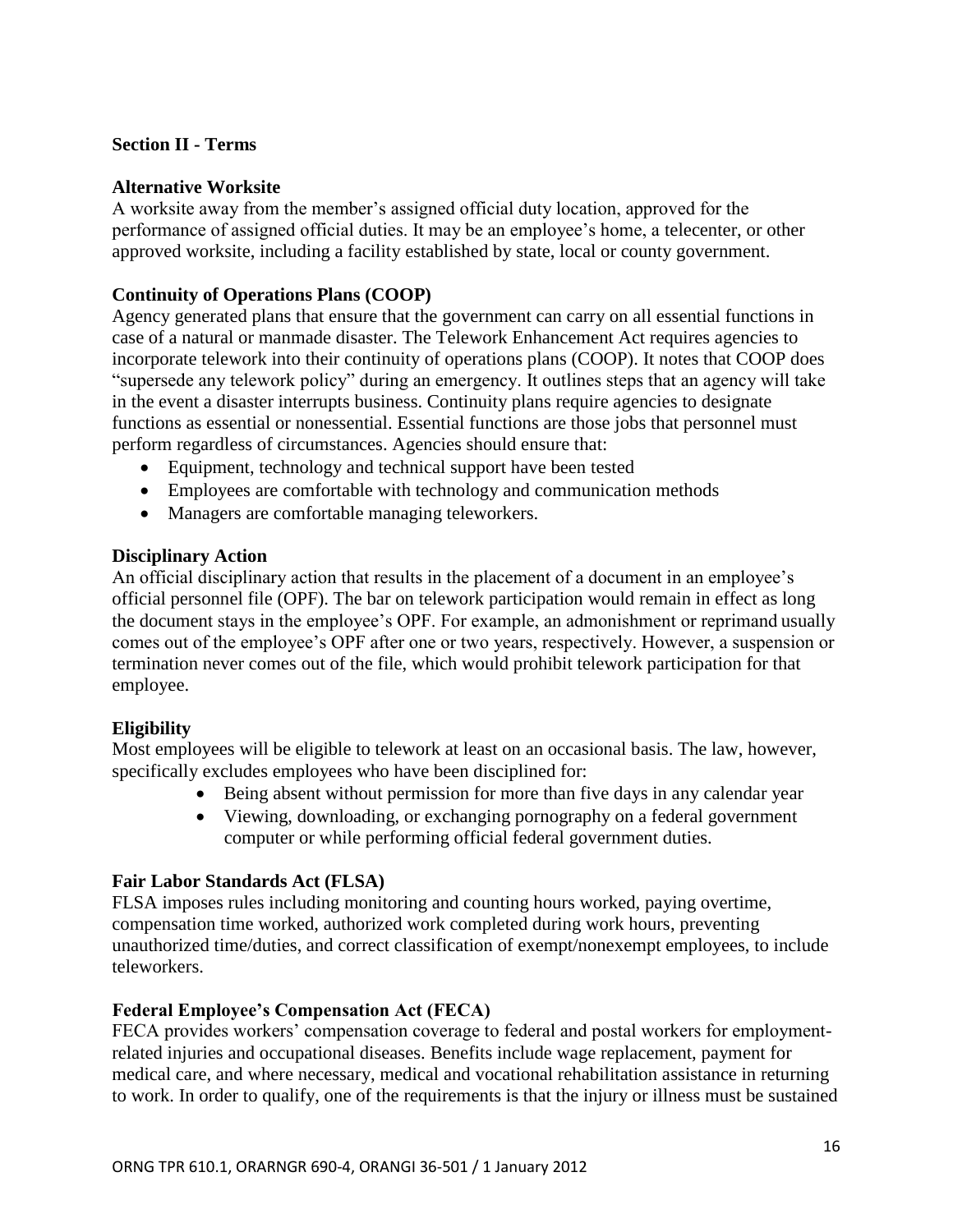## Section II - Terms

### Alternative Worksite

A worksite away from the member's assigned official duty location, approved for the performance of assigned official duties. It may be an employee's home, a telecenter, or other approved worksite, including a facility established by state, local or county government.

### Continuity of Operations Plans (COOP)

Agency generated plans that ensure that the government can carry on all essential functions in case of a natural or manmade disaster. The Telework Enhancement Act requires agencies to incorporate telework into their continuity of operations plans (COOP). It notes that COOP does "supersede any telework policy" during an emergency. It outlines steps that an agency will take in the event a disaster interrupts business. Continuity plans require agencies to designate functions as essential or nonessential. Essential functions are those jobs that personnel must perform regardless of circumstances. Agencies should ensure that:

- Equipment, technology and technical support have been tested
- Employees are comfortable with technology and communication methods
- Managers are comfortable managing teleworkers.

### Disciplinary Action

An official disciplinary action that results in the placement of a document in an employee's official personnel file (OPF). The bar on telework participation would remain in effect as long the document stays in the employee's OPF. For example, an admonishment or reprimand usually comes out of the employee's OPF after one or two years, respectively. However, a suspension or termination never comes out of the file, which would prohibit telework participation for that employee.

### Eligibility

Most employees will be eligible to telework at least on an occasional basis. The law, however, specifically excludes employees who have been disciplined for:

- Being absent without permission for more than five days in any calendar year
- Viewing, downloading, or exchanging pornography on a federal government computer or while performing official federal government duties.

### Fair Labor Standards Act (FLSA)

FLSA imposes rules including monitoring and counting hours worked, paying overtime, compensation time worked, authorized work completed during work hours, preventing unauthorized time/duties, and correct classification of exempt/nonexempt employees, to include teleworkers.

### Federal Employee's Compensation Act (FECA)

FECA provides workers' compensation coverage to federal and postal workers for employment-related injuries and occupational diseases. Benefits include wage replacement, payment for medical care, and where necessary, medical and vocational rehabilitation assistance in returning to work. In order to qualify, one of the requirements is that the injury or illness must be sustained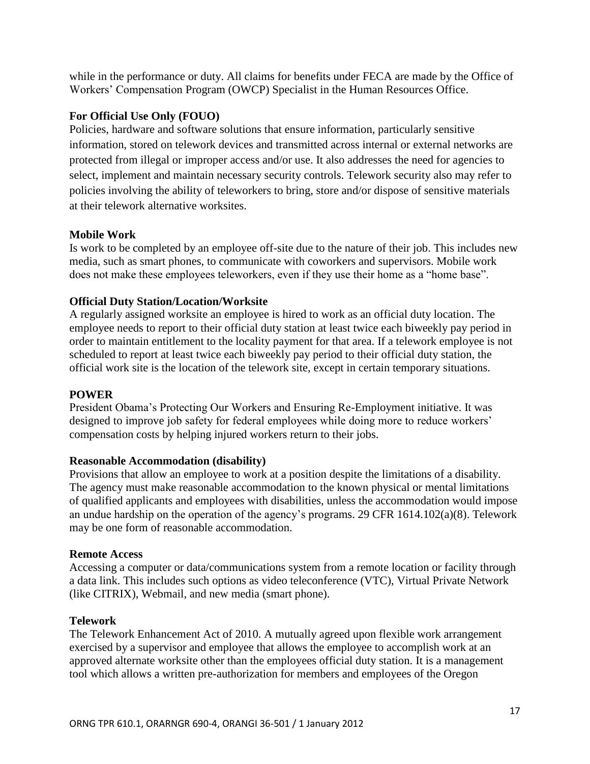while in the performance or duty. All claims for benefits under FECA are made by the Office of Workers' Compensation Program (OWCP) Specialist in the Human Resources Office.

**For Official Use Only (FOUO)**

Policies, hardware and software solutions that ensure information, particularly sensitive information, stored on telework devices and transmitted across internal or external networks are protected from illegal or improper access and/or use. It also addresses the need for agencies to select, implement and maintain necessary security controls. Telework security also may refer to policies involving the ability of teleworkers to bring, store and/or dispose of sensitive materials at their telework alternative worksites.

**Mobile Work**

Is work to be completed by an employee off-site due to the nature of their job. This includes new media, such as smart phones, to communicate with coworkers and supervisors. Mobile work does not make these employees teleworkers, even if they use their home as a "home base".

**Official Duty Station/Location/Worksite**

A regularly assigned worksite an employee is hired to work as an official duty location. The employee needs to report to their official duty station at least twice each biweekly pay period in order to maintain entitlement to the locality payment for that area. If a telework employee is not scheduled to report at least twice each biweekly pay period to their official duty station, the official work site is the location of the telework site, except in certain temporary situations.

**POWER**

President Obama's Protecting Our Workers and Ensuring Re-Employment initiative. It was designed to improve job safety for federal employees while doing more to reduce workers' compensation costs by helping injured workers return to their jobs.

**Reasonable Accommodation (disability)**

Provisions that allow an employee to work at a position despite the limitations of a disability. The agency must make reasonable accommodation to the known physical or mental limitations of qualified applicants and employees with disabilities, unless the accommodation would impose an undue hardship on the operation of the agency's programs. 29 CFR 1614.102(a)(8). Telework may be one form of reasonable accommodation.

**Remote Access**

Accessing a computer or data/communications system from a remote location or facility through a data link. This includes such options as video teleconference (VTC), Virtual Private Network (like CITRIX), Webmail, and new media (smart phone).

**Telework**

The Telework Enhancement Act of 2010. A mutually agreed upon flexible work arrangement exercised by a supervisor and employee that allows the employee to accomplish work at an approved alternate worksite other than the employees official duty station. It is a management tool which allows a written pre-authorization for members and employees of the Oregon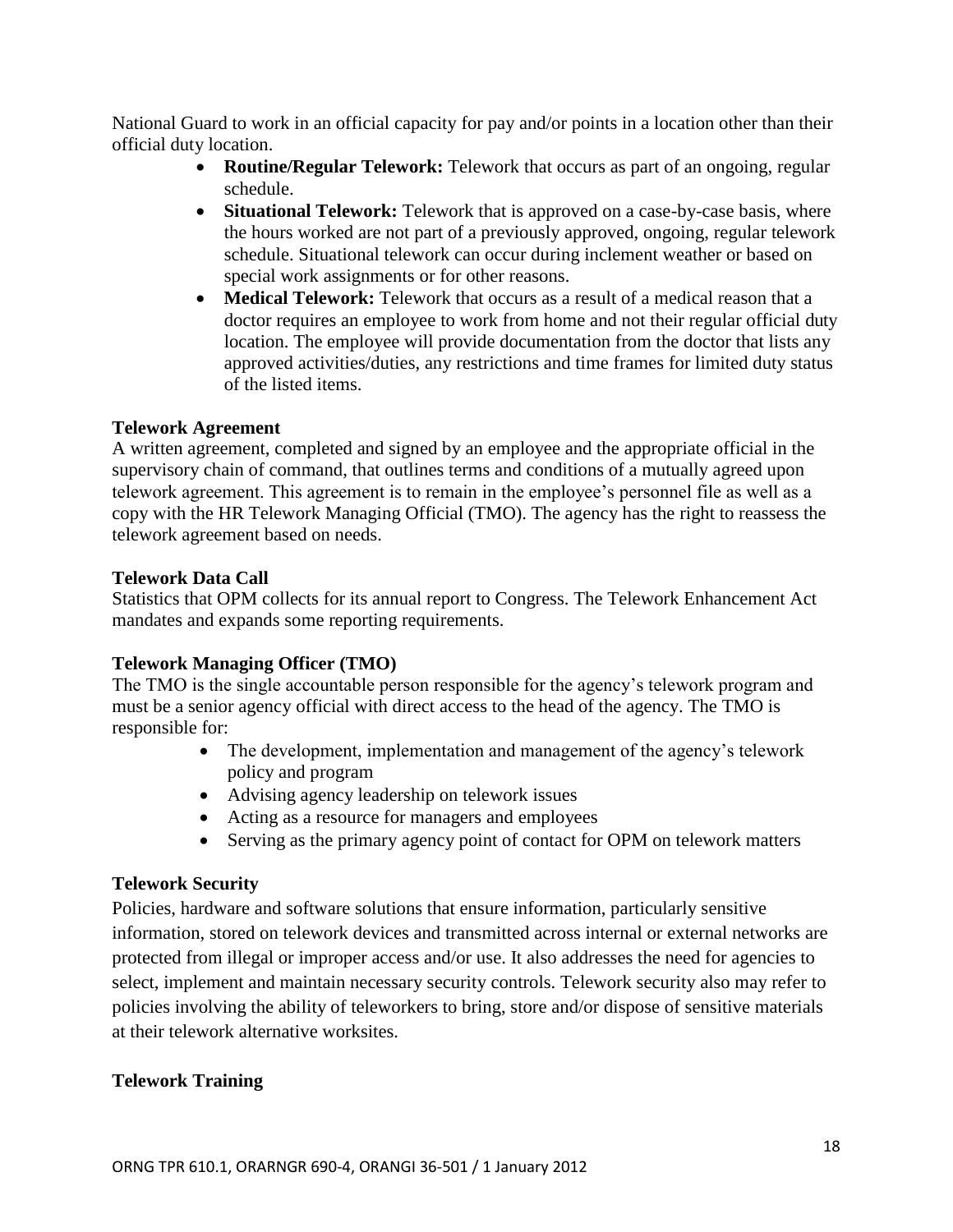National Guard to work in an official capacity for pay and/or points in a location other than their official duty location.

- **Routine/Regular Telework:** Telework that occurs as part of an ongoing, regular schedule.
- **Situational Telework:** Telework that is approved on a case-by-case basis, where the hours worked are not part of a previously approved, ongoing, regular telework schedule. Situational telework can occur during inclement weather or based on special work assignments or for other reasons.
- **Medical Telework:** Telework that occurs as a result of a medical reason that a doctor requires an employee to work from home and not their regular official duty location. The employee will provide documentation from the doctor that lists any approved activities/duties, any restrictions and time frames for limited duty status of the listed items.

**Telework Agreement**

A written agreement, completed and signed by an employee and the appropriate official in the supervisory chain of command, that outlines terms and conditions of a mutually agreed upon telework agreement. This agreement is to remain in the employee's personnel file as well as a copy with the HR Telework Managing Official (TMO). The agency has the right to reassess the telework agreement based on needs.

**Telework Data Call**

Statistics that OPM collects for its annual report to Congress. The Telework Enhancement Act mandates and expands some reporting requirements.

**Telework Managing Officer (TMO)**

The TMO is the single accountable person responsible for the agency's telework program and must be a senior agency official with direct access to the head of the agency. The TMO is responsible for:

- The development, implementation and management of the agency's telework policy and program
- Advising agency leadership on telework issues
- Acting as a resource for managers and employees
- Serving as the primary agency point of contact for OPM on telework matters

**Telework Security**

Policies, hardware and software solutions that ensure information, particularly sensitive information, stored on telework devices and transmitted across internal or external networks are protected from illegal or improper access and/or use. It also addresses the need for agencies to select, implement and maintain necessary security controls. Telework security also may refer to policies involving the ability of teleworkers to bring, store and/or dispose of sensitive materials at their telework alternative worksites.

**Telework Training**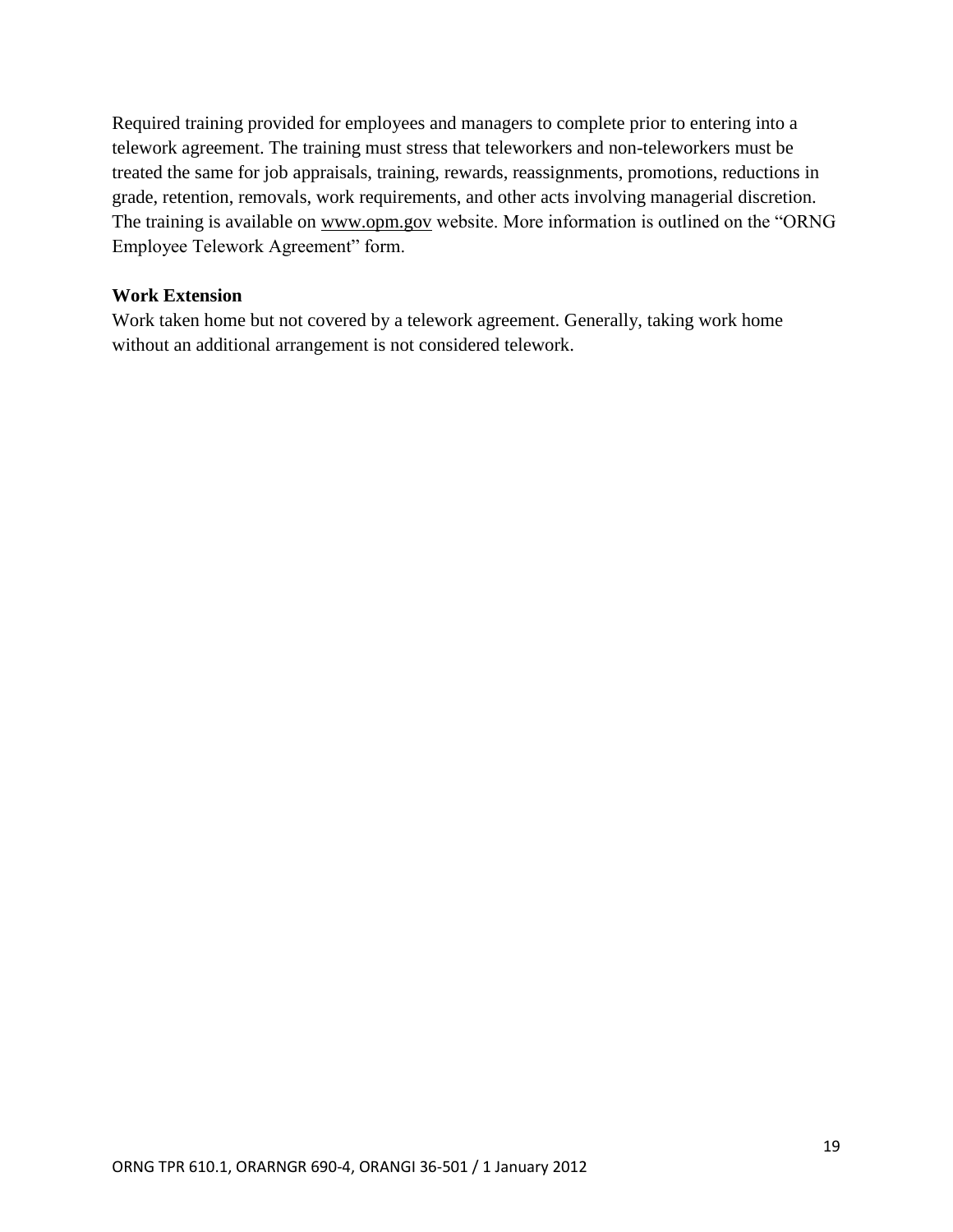Required training provided for employees and managers to complete prior to entering into a telework agreement. The training must stress that teleworkers and non-teleworkers must be treated the same for job appraisals, training, rewards, reassignments, promotions, reductions in grade, retention, removals, work requirements, and other acts involving managerial discretion. The training is available on www.opm.gov website. More information is outlined on the "ORNG Employee Telework Agreement" form.

**Work Extension**

Work taken home but not covered by a telework agreement. Generally, taking work home without an additional arrangement is not considered telework.